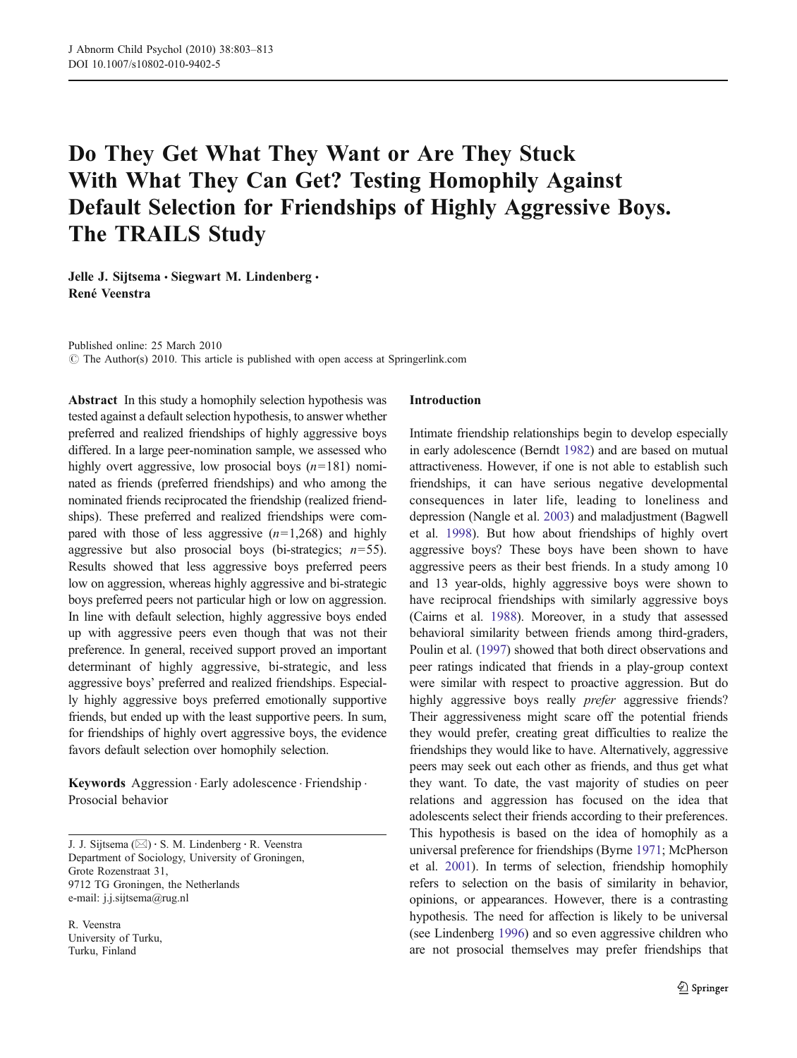# Do They Get What They Want or Are They Stuck With What They Can Get? Testing Homophily Against Default Selection for Friendships of Highly Aggressive Boys. The TRAILS Study

**Jelle J. Sijtsema · Siegwart M. Lindenberg · René Veenstra**

Published online: 25 March 2010
© The Author(s) 2010. This article is published with open access at Springerlink.com

**Abstract** In this study a homophily selection hypothesis was tested against a default selection hypothesis, to answer whether preferred and realized friendships of highly aggressive boys differed. In a large peer-nomination sample, we assessed who highly overt aggressive, low prosocial boys ($n=181$) nominated as friends (preferred friendships) and who among the nominated friends reciprocated the friendship (realized friendships). These preferred and realized friendships were compared with those of less aggressive ($n=1,268$) and highly aggressive but also prosocial boys (bi-strategics; $n=55$). Results showed that less aggressive boys preferred peers low on aggression, whereas highly aggressive and bi-strategic boys preferred peers not particular high or low on aggression. In line with default selection, highly aggressive boys ended up with aggressive peers even though that was not their preference. In general, received support proved an important determinant of highly aggressive, bi-strategic, and less aggressive boys' preferred and realized friendships. Especially highly aggressive boys preferred emotionally supportive friends, but ended up with the least supportive peers. In sum, for friendships of highly overt aggressive boys, the evidence favors default selection over homophily selection.

**Keywords** Aggression · Early adolescence · Friendship · Prosocial behavior

J. J. Sijtsema (✉) · S. M. Lindenberg · R. Veenstra
Department of Sociology, University of Groningen,
Grote Rozenstraat 31,
9712 TG Groningen, the Netherlands
e-mail: j.j.sijtsema@rug.nl

R. Veenstra
University of Turku,
Turku, Finland

## Introduction

Intimate friendship relationships begin to develop especially in early adolescence (Berndt 1982) and are based on mutual attractiveness. However, if one is not able to establish such friendships, it can have serious negative developmental consequences in later life, leading to loneliness and depression (Nangle et al. 2003) and maladjustment (Bagwell et al. 1998). But how about friendships of highly overt aggressive boys? These boys have been shown to have aggressive peers as their best friends. In a study among 10 and 13 year-olds, highly aggressive boys were shown to have reciprocal friendships with similarly aggressive boys (Cairns et al. 1988). Moreover, in a study that assessed behavioral similarity between friends among third-graders, Poulin et al. (1997) showed that both direct observations and peer ratings indicated that friends in a play-group context were similar with respect to proactive aggression. But do highly aggressive boys really *prefer* aggressive friends? Their aggressiveness might scare off the potential friends they would prefer, creating great difficulties to realize the friendships they would like to have. Alternatively, aggressive peers may seek out each other as friends, and thus get what they want. To date, the vast majority of studies on peer relations and aggression has focused on the idea that adolescents select their friends according to their preferences. This hypothesis is based on the idea of homophily as a universal preference for friendships (Byrne 1971; McPherson et al. 2001). In terms of selection, friendship homophily refers to selection on the basis of similarity in behavior, opinions, or appearances. However, there is a contrasting hypothesis. The need for affection is likely to be universal (see Lindenberg 1996) and so even aggressive children who are not prosocial themselves may prefer friendships that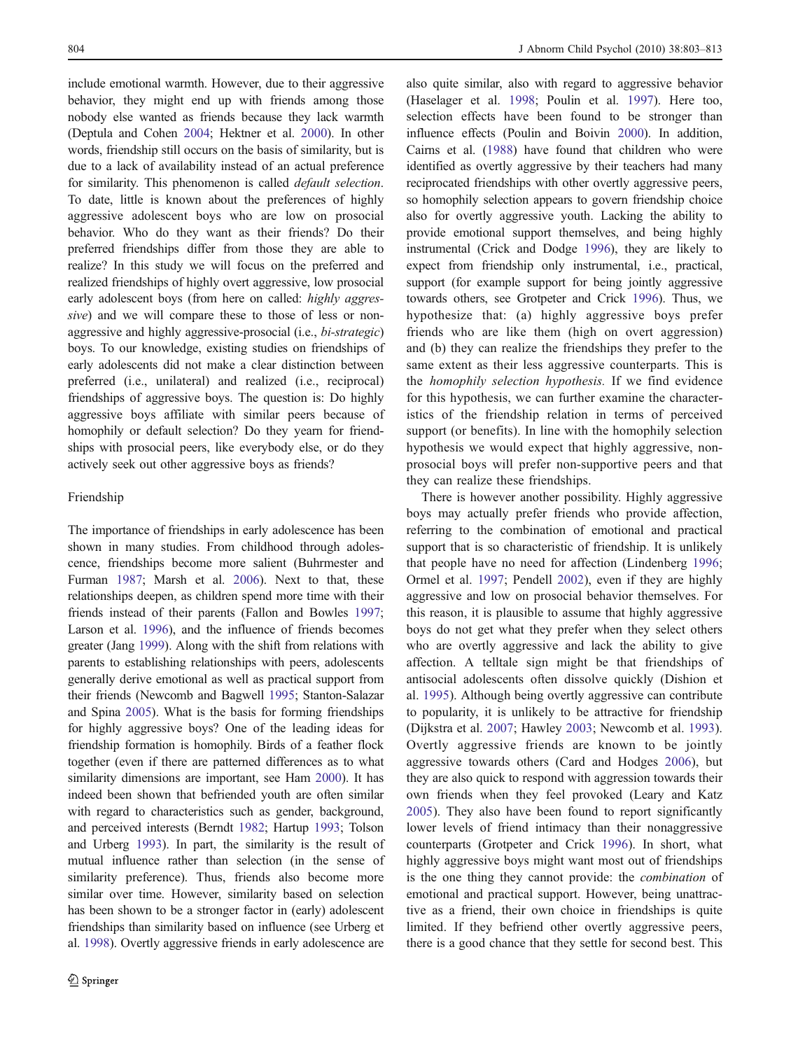include emotional warmth. However, due to their aggressive behavior, they might end up with friends among those nobody else wanted as friends because they lack warmth (Deptula and Cohen 2004; Hektner et al. 2000). In other words, friendship still occurs on the basis of similarity, but is due to a lack of availability instead of an actual preference for similarity. This phenomenon is called *default selection*. To date, little is known about the preferences of highly aggressive adolescent boys who are low on prosocial behavior. Who do they want as their friends? Do their preferred friendships differ from those they are able to realize? In this study we will focus on the preferred and realized friendships of highly overt aggressive, low prosocial early adolescent boys (from here on called: *highly aggressive*) and we will compare these to those of less or non-aggressive and highly aggressive-prosocial (i.e., *bi-strategic*) boys. To our knowledge, existing studies on friendships of early adolescents did not make a clear distinction between preferred (i.e., unilateral) and realized (i.e., reciprocal) friendships of aggressive boys. The question is: Do highly aggressive boys affiliate with similar peers because of homophily or default selection? Do they yearn for friendships with prosocial peers, like everybody else, or do they actively seek out other aggressive boys as friends?

## Friendship

The importance of friendships in early adolescence has been shown in many studies. From childhood through adolescence, friendships become more salient (Buhrmester and Furman 1987; Marsh et al. 2006). Next to that, these relationships deepen, as children spend more time with their friends instead of their parents (Fallon and Bowles 1997; Larson et al. 1996), and the influence of friends becomes greater (Jang 1999). Along with the shift from relations with parents to establishing relationships with peers, adolescents generally derive emotional as well as practical support from their friends (Newcomb and Bagwell 1995; Stanton-Salazar and Spina 2005). What is the basis for forming friendships for highly aggressive boys? One of the leading ideas for friendship formation is homophily. Birds of a feather flock together (even if there are patterned differences as to what similarity dimensions are important, see Ham 2000). It has indeed been shown that befriended youth are often similar with regard to characteristics such as gender, background, and perceived interests (Berndt 1982; Hartup 1993; Tolson and Urberg 1993). In part, the similarity is the result of mutual influence rather than selection (in the sense of similarity preference). Thus, friends also become more similar over time. However, similarity based on selection has been shown to be a stronger factor in (early) adolescent friendships than similarity based on influence (see Urberg et al. 1998). Overtly aggressive friends in early adolescence are also quite similar, also with regard to aggressive behavior (Haselager et al. 1998; Poulin et al. 1997). Here too, selection effects have been found to be stronger than influence effects (Poulin and Boivin 2000). In addition, Cairns et al. (1988) have found that children who were identified as overtly aggressive by their teachers had many reciprocated friendships with other overtly aggressive peers, so homophily selection appears to govern friendship choice also for overtly aggressive youth. Lacking the ability to provide emotional support themselves, and being highly instrumental (Crick and Dodge 1996), they are likely to expect from friendship only instrumental, i.e., practical, support (for example support for being jointly aggressive towards others, see Grotpeter and Crick 1996). Thus, we hypothesize that: (a) highly aggressive boys prefer friends who are like them (high on overt aggression) and (b) they can realize the friendships they prefer to the same extent as their less aggressive counterparts. This is the *homophily selection hypothesis.* If we find evidence for this hypothesis, we can further examine the characteristics of the friendship relation in terms of perceived support (or benefits). In line with the homophily selection hypothesis we would expect that highly aggressive, non-prosocial boys will prefer non-supportive peers and that they can realize these friendships.

There is however another possibility. Highly aggressive boys may actually prefer friends who provide affection, referring to the combination of emotional and practical support that is so characteristic of friendship. It is unlikely that people have no need for affection (Lindenberg 1996; Ormel et al. 1997; Pendell 2002), even if they are highly aggressive and low on prosocial behavior themselves. For this reason, it is plausible to assume that highly aggressive boys do not get what they prefer when they select others who are overtly aggressive and lack the ability to give affection. A telltale sign might be that friendships of antisocial adolescents often dissolve quickly (Dishion et al. 1995). Although being overtly aggressive can contribute to popularity, it is unlikely to be attractive for friendship (Dijkstra et al. 2007; Hawley 2003; Newcomb et al. 1993). Overtly aggressive friends are known to be jointly aggressive towards others (Card and Hodges 2006), but they are also quick to respond with aggression towards their own friends when they feel provoked (Leary and Katz 2005). They also have been found to report significantly lower levels of friend intimacy than their nonaggressive counterparts (Grotpeter and Crick 1996). In short, what highly aggressive boys might want most out of friendships is the one thing they cannot provide: the *combination* of emotional and practical support. However, being unattractive as a friend, their own choice in friendships is quite limited. If they befriend other overtly aggressive peers, there is a good chance that they settle for second best. This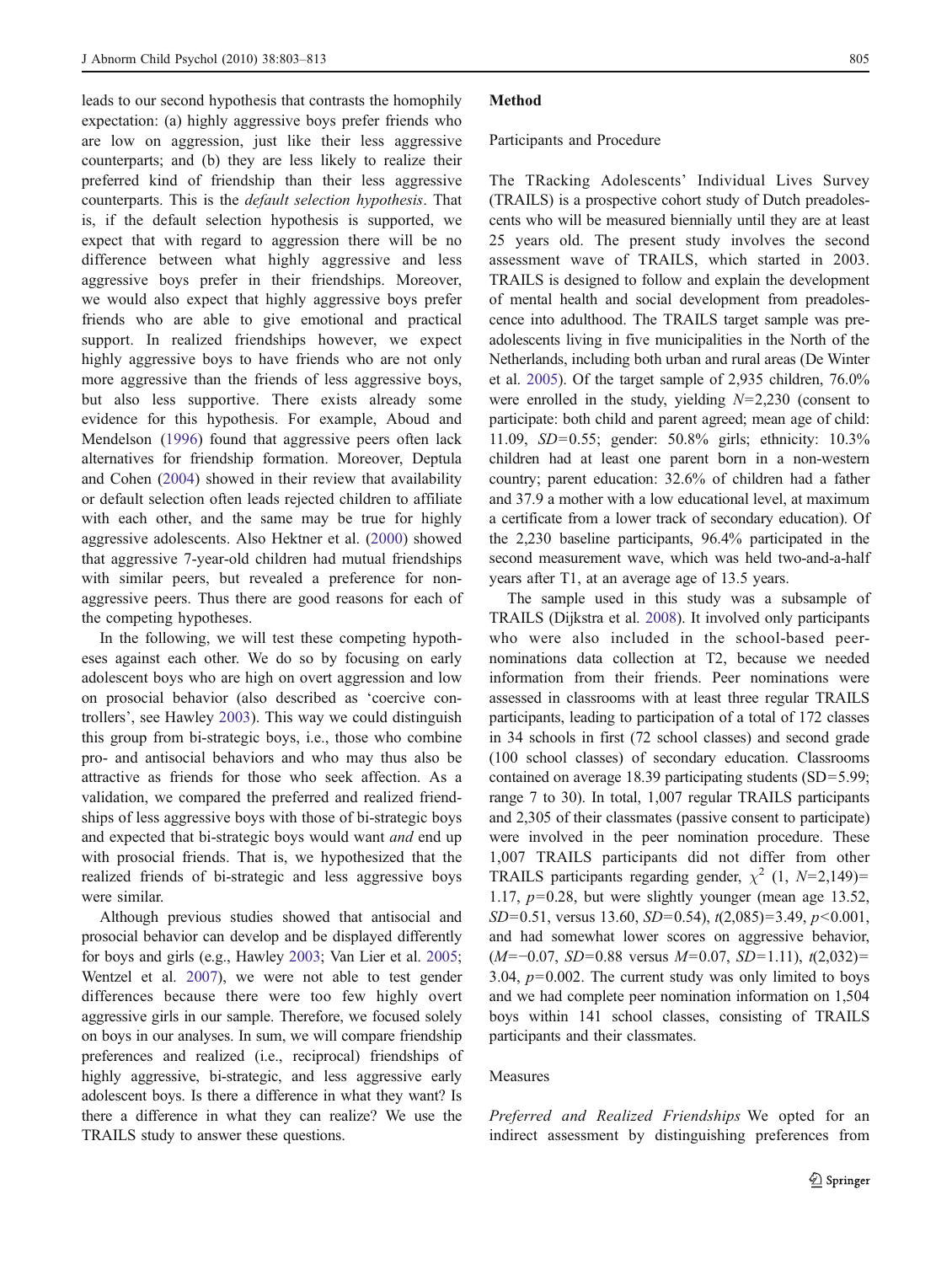leads to our second hypothesis that contrasts the homophily expectation: (a) highly aggressive boys prefer friends who are low on aggression, just like their less aggressive counterparts; and (b) they are less likely to realize their preferred kind of friendship than their less aggressive counterparts. This is the *default selection hypothesis*. That is, if the default selection hypothesis is supported, we expect that with regard to aggression there will be no difference between what highly aggressive and less aggressive boys prefer in their friendships. Moreover, we would also expect that highly aggressive boys prefer friends who are able to give emotional and practical support. In realized friendships however, we expect highly aggressive boys to have friends who are not only more aggressive than the friends of less aggressive boys, but also less supportive. There exists already some evidence for this hypothesis. For example, Aboud and Mendelson (1996) found that aggressive peers often lack alternatives for friendship formation. Moreover, Deptula and Cohen (2004) showed in their review that availability or default selection often leads rejected children to affiliate with each other, and the same may be true for highly aggressive adolescents. Also Hektner et al. (2000) showed that aggressive 7-year-old children had mutual friendships with similar peers, but revealed a preference for non-aggressive peers. Thus there are good reasons for each of the competing hypotheses.

In the following, we will test these competing hypotheses against each other. We do so by focusing on early adolescent boys who are high on overt aggression and low on prosocial behavior (also described as 'coercive controllers', see Hawley 2003). This way we could distinguish this group from bi-strategic boys, i.e., those who combine pro- and antisocial behaviors and who may thus also be attractive as friends for those who seek affection. As a validation, we compared the preferred and realized friendships of less aggressive boys with those of bi-strategic boys and expected that bi-strategic boys would want *and* end up with prosocial friends. That is, we hypothesized that the realized friends of bi-strategic and less aggressive boys were similar.

Although previous studies showed that antisocial and prosocial behavior can develop and be displayed differently for boys and girls (e.g., Hawley 2003; Van Lier et al. 2005; Wentzel et al. 2007), we were not able to test gender differences because there were too few highly overt aggressive girls in our sample. Therefore, we focused solely on boys in our analyses. In sum, we will compare friendship preferences and realized (i.e., reciprocal) friendships of highly aggressive, bi-strategic, and less aggressive early adolescent boys. Is there a difference in what they want? Is there a difference in what they can realize? We use the TRAILS study to answer these questions.

## Method

### Participants and Procedure

The TRacking Adolescents' Individual Lives Survey (TRAILS) is a prospective cohort study of Dutch preadolescents who will be measured biennially until they are at least 25 years old. The present study involves the second assessment wave of TRAILS, which started in 2003. TRAILS is designed to follow and explain the development of mental health and social development from preadolescence into adulthood. The TRAILS target sample was preadolescents living in five municipalities in the North of the Netherlands, including both urban and rural areas (De Winter et al. 2005). Of the target sample of 2,935 children, 76.0% were enrolled in the study, yielding $N=2{,}230$ (consent to participate: both child and parent agreed; mean age of child: 11.09, $SD=0.55$; gender: 50.8% girls; ethnicity: 10.3% children had at least one parent born in a non-western country; parent education: 32.6% of children had a father and 37.9 a mother with a low educational level, at maximum a certificate from a lower track of secondary education). Of the 2,230 baseline participants, 96.4% participated in the second measurement wave, which was held two-and-a-half years after T1, at an average age of 13.5 years.

The sample used in this study was a subsample of TRAILS (Dijkstra et al. 2008). It involved only participants who were also included in the school-based peer-nominations data collection at T2, because we needed information from their friends. Peer nominations were assessed in classrooms with at least three regular TRAILS participants, leading to participation of a total of 172 classes in 34 schools in first (72 school classes) and second grade (100 school classes) of secondary education. Classrooms contained on average 18.39 participating students (SD=5.99; range 7 to 30). In total, 1,007 regular TRAILS participants and 2,305 of their classmates (passive consent to participate) were involved in the peer nomination procedure. These 1,007 TRAILS participants did not differ from other TRAILS participants regarding gender, $\chi^2$ $(1, N=2{,}149)=1.17$, $p=0.28$, but were slightly younger (mean age 13.52, $SD=0.51$, versus 13.60, $SD=0.54$), $t(2{,}085)=3.49$, $p<0.001$, and had somewhat lower scores on aggressive behavior, ($M=-0.07$, $SD=0.88$ versus $M=0.07$, $SD=1.11$), $t(2{,}032)=3.04$, $p=0.002$. The current study was only limited to boys and we had complete peer nomination information on 1,504 boys within 141 school classes, consisting of TRAILS participants and their classmates.

### Measures

*Preferred and Realized Friendships* We opted for an indirect assessment by distinguishing preferences from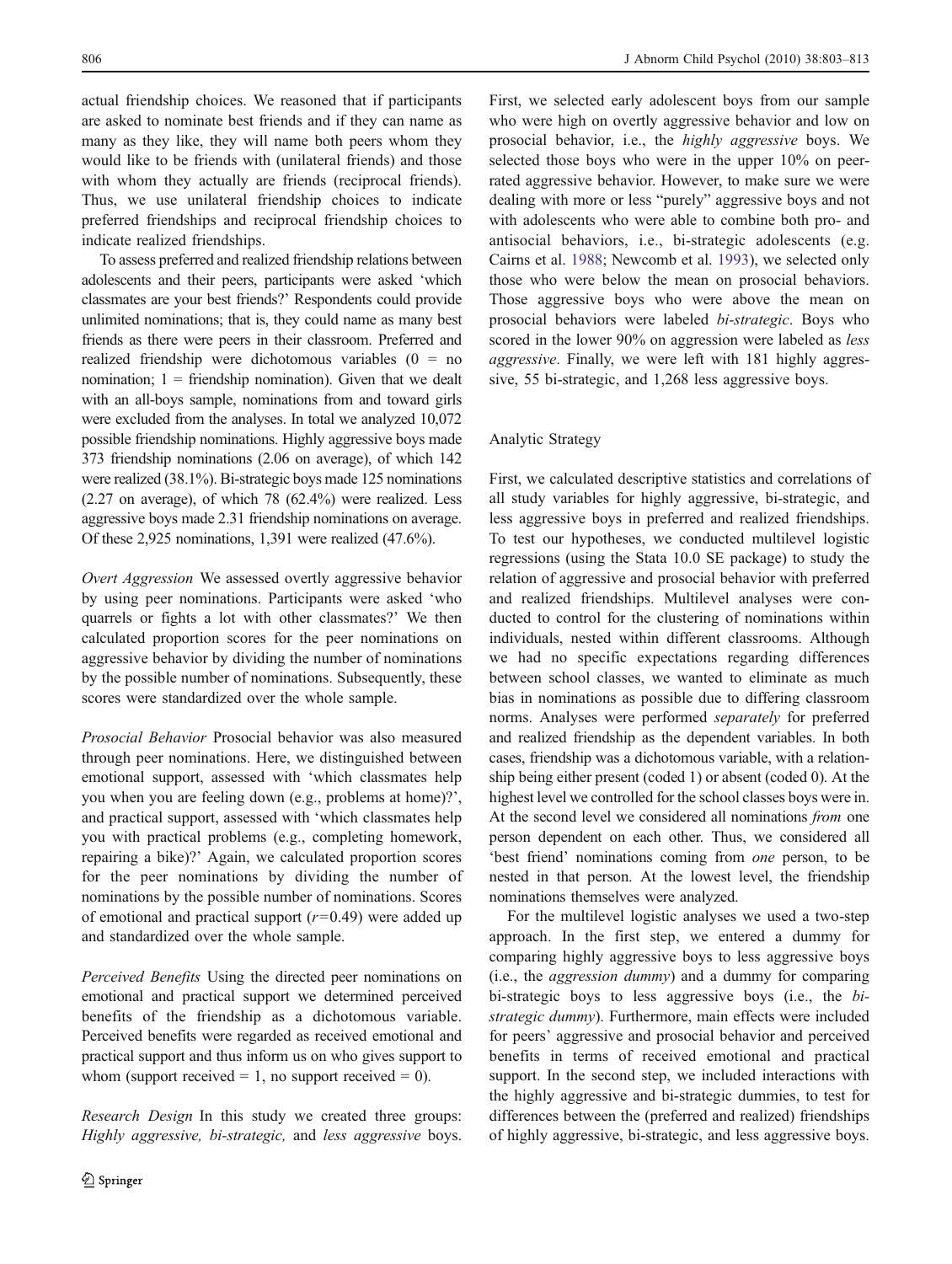actual friendship choices. We reasoned that if participants are asked to nominate best friends and if they can name as many as they like, they will name both peers whom they would like to be friends with (unilateral friends) and those with whom they actually are friends (reciprocal friends). Thus, we use unilateral friendship choices to indicate preferred friendships and reciprocal friendship choices to indicate realized friendships.

To assess preferred and realized friendship relations between adolescents and their peers, participants were asked 'which classmates are your best friends?' Respondents could provide unlimited nominations; that is, they could name as many best friends as there were peers in their classroom. Preferred and realized friendship were dichotomous variables (0 = no nomination; 1 = friendship nomination). Given that we dealt with an all-boys sample, nominations from and toward girls were excluded from the analyses. In total we analyzed 10,072 possible friendship nominations. Highly aggressive boys made 373 friendship nominations (2.06 on average), of which 142 were realized (38.1%). Bi-strategic boys made 125 nominations (2.27 on average), of which 78 (62.4%) were realized. Less aggressive boys made 2.31 friendship nominations on average. Of these 2,925 nominations, 1,391 were realized (47.6%).

*Overt Aggression* We assessed overtly aggressive behavior by using peer nominations. Participants were asked 'who quarrels or fights a lot with other classmates?' We then calculated proportion scores for the peer nominations on aggressive behavior by dividing the number of nominations by the possible number of nominations. Subsequently, these scores were standardized over the whole sample.

*Prosocial Behavior* Prosocial behavior was also measured through peer nominations. Here, we distinguished between emotional support, assessed with 'which classmates help you when you are feeling down (e.g., problems at home)?', and practical support, assessed with 'which classmates help you with practical problems (e.g., completing homework, repairing a bike)?' Again, we calculated proportion scores for the peer nominations by dividing the number of nominations by the possible number of nominations. Scores of emotional and practical support ($r=0.49$) were added up and standardized over the whole sample.

*Perceived Benefits* Using the directed peer nominations on emotional and practical support we determined perceived benefits of the friendship as a dichotomous variable. Perceived benefits were regarded as received emotional and practical support and thus inform us on who gives support to whom (support received = 1, no support received = 0).

*Research Design* In this study we created three groups: *Highly aggressive, bi-strategic,* and *less aggressive* boys. First, we selected early adolescent boys from our sample who were high on overtly aggressive behavior and low on prosocial behavior, i.e., the *highly aggressive* boys. We selected those boys who were in the upper 10% on peer-rated aggressive behavior. However, to make sure we were dealing with more or less "purely" aggressive boys and not with adolescents who were able to combine both pro- and antisocial behaviors, i.e., bi-strategic adolescents (e.g. Cairns et al. 1988; Newcomb et al. 1993), we selected only those who were below the mean on prosocial behaviors. Those aggressive boys who were above the mean on prosocial behaviors were labeled *bi-strategic*. Boys who scored in the lower 90% on aggression were labeled as *less aggressive*. Finally, we were left with 181 highly aggressive, 55 bi-strategic, and 1,268 less aggressive boys.

### Analytic Strategy

First, we calculated descriptive statistics and correlations of all study variables for highly aggressive, bi-strategic, and less aggressive boys in preferred and realized friendships. To test our hypotheses, we conducted multilevel logistic regressions (using the Stata 10.0 SE package) to study the relation of aggressive and prosocial behavior with preferred and realized friendships. Multilevel analyses were conducted to control for the clustering of nominations within individuals, nested within different classrooms. Although we had no specific expectations regarding differences between school classes, we wanted to eliminate as much bias in nominations as possible due to differing classroom norms. Analyses were performed *separately* for preferred and realized friendship as the dependent variables. In both cases, friendship was a dichotomous variable, with a relationship being either present (coded 1) or absent (coded 0). At the highest level we controlled for the school classes boys were in. At the second level we considered all nominations *from* one person dependent on each other. Thus, we considered all 'best friend' nominations coming from *one* person, to be nested in that person. At the lowest level, the friendship nominations themselves were analyzed.

For the multilevel logistic analyses we used a two-step approach. In the first step, we entered a dummy for comparing highly aggressive boys to less aggressive boys (i.e., the *aggression dummy*) and a dummy for comparing bi-strategic boys to less aggressive boys (i.e., the *bi-strategic dummy*). Furthermore, main effects were included for peers' aggressive and prosocial behavior and perceived benefits in terms of received emotional and practical support. In the second step, we included interactions with the highly aggressive and bi-strategic dummies, to test for differences between the (preferred and realized) friendships of highly aggressive, bi-strategic, and less aggressive boys.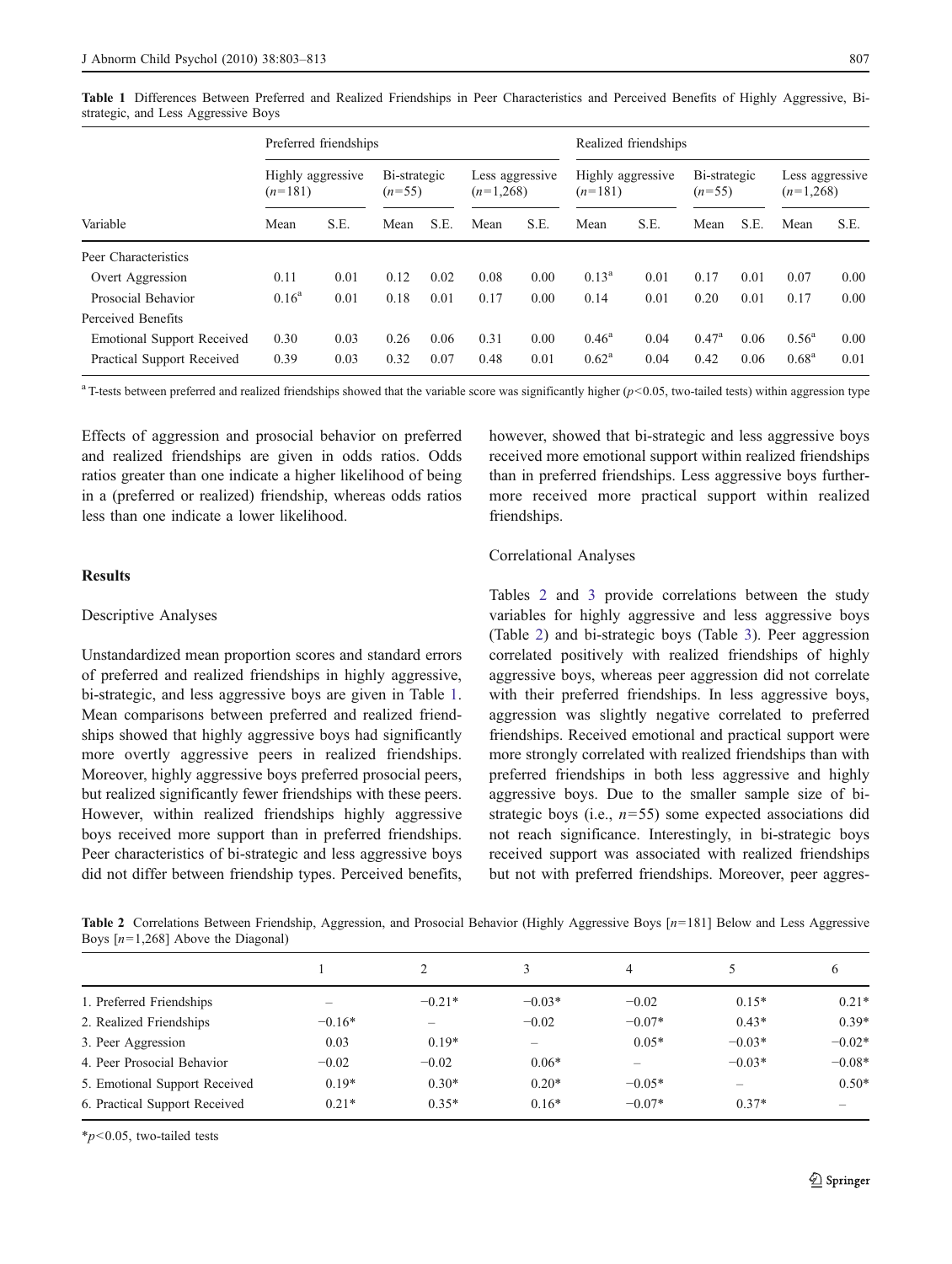**Table 1** Differences Between Preferred and Realized Friendships in Peer Characteristics and Perceived Benefits of Highly Aggressive, Bi-strategic, and Less Aggressive Boys

| | Preferred friendships | | | | | | Realized friendships | | | | | |
|---|---|---|---|---|---|---|---|---|---|---|---|---|
| | Highly aggressive ($n$=181) | | Bi-strategic ($n$=55) | | Less aggressive ($n$=1,268) | | Highly aggressive ($n$=181) | | Bi-strategic ($n$=55) | | Less aggressive ($n$=1,268) | |
| Variable | Mean | S.E. | Mean | S.E. | Mean | S.E. | Mean | S.E. | Mean | S.E. | Mean | S.E. |
| Peer Characteristics | | | | | | | | | | | | |
| Overt Aggression | 0.11 | 0.01 | 0.12 | 0.02 | 0.08 | 0.00 | 0.13[a] | 0.01 | 0.17 | 0.01 | 0.07 | 0.00 |
| Prosocial Behavior | 0.16[a] | 0.01 | 0.18 | 0.01 | 0.17 | 0.00 | 0.14 | 0.01 | 0.20 | 0.01 | 0.17 | 0.00 |
| Perceived Benefits | | | | | | | | | | | | |
| Emotional Support Received | 0.30 | 0.03 | 0.26 | 0.06 | 0.31 | 0.00 | 0.46[a] | 0.04 | 0.47[a] | 0.06 | 0.56[a] | 0.00 |
| Practical Support Received | 0.39 | 0.03 | 0.32 | 0.07 | 0.48 | 0.01 | 0.62[a] | 0.04 | 0.42 | 0.06 | 0.68[a] | 0.01 |

[a] T-tests between preferred and realized friendships showed that the variable score was significantly higher ($p<0.05$, two-tailed tests) within aggression type

Effects of aggression and prosocial behavior on preferred and realized friendships are given in odds ratios. Odds ratios greater than one indicate a higher likelihood of being in a (preferred or realized) friendship, whereas odds ratios less than one indicate a lower likelihood.

## Results

### Descriptive Analyses

Unstandardized mean proportion scores and standard errors of preferred and realized friendships in highly aggressive, bi-strategic, and less aggressive boys are given in Table 1. Mean comparisons between preferred and realized friendships showed that highly aggressive boys had significantly more overtly aggressive peers in realized friendships. Moreover, highly aggressive boys preferred prosocial peers, but realized significantly fewer friendships with these peers. However, within realized friendships highly aggressive boys received more support than in preferred friendships. Peer characteristics of bi-strategic and less aggressive boys did not differ between friendship types. Perceived benefits, however, showed that bi-strategic and less aggressive boys received more emotional support within realized friendships than in preferred friendships. Less aggressive boys furthermore received more practical support within realized friendships.

### Correlational Analyses

Tables 2 and 3 provide correlations between the study variables for highly aggressive and less aggressive boys (Table 2) and bi-strategic boys (Table 3). Peer aggression correlated positively with realized friendships of highly aggressive boys, whereas peer aggression did not correlate with their preferred friendships. In less aggressive boys, aggression was slightly negative correlated to preferred friendships. Received emotional and practical support were more strongly correlated with realized friendships than with preferred friendships in both less aggressive and highly aggressive boys. Due to the smaller sample size of bi-strategic boys (i.e., $n$=55) some expected associations did not reach significance. Interestingly, in bi-strategic boys received support was associated with realized friendships but not with preferred friendships. Moreover, peer aggres-

**Table 2** Correlations Between Friendship, Aggression, and Prosocial Behavior (Highly Aggressive Boys [$n$=181] Below and Less Aggressive Boys [$n$=1,268] Above the Diagonal)

| | 1 | 2 | 3 | 4 | 5 | 6 |
|---|---|---|---|---|---|---|
| 1. Preferred Friendships | – | −0.21* | −0.03* | −0.02 | 0.15* | 0.21* |
| 2. Realized Friendships | −0.16* | – | −0.02 | −0.07* | 0.43* | 0.39* |
| 3. Peer Aggression | 0.03 | 0.19* | – | 0.05* | −0.03* | −0.02* |
| 4. Peer Prosocial Behavior | −0.02 | −0.02 | 0.06* | – | −0.03* | −0.08* |
| 5. Emotional Support Received | 0.19* | 0.30* | 0.20* | −0.05* | – | 0.50* |
| 6. Practical Support Received | 0.21* | 0.35* | 0.16* | −0.07* | 0.37* | – |

*$p<0.05$, two-tailed tests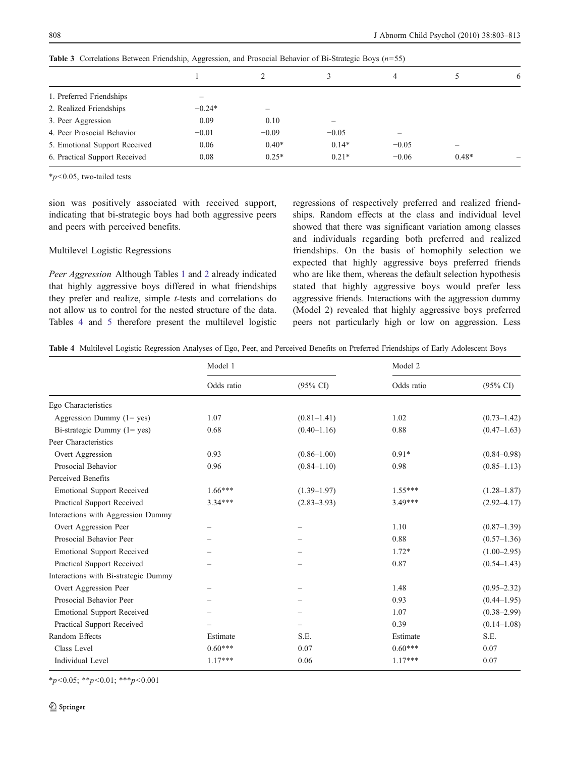**Table 3** Correlations Between Friendship, Aggression, and Prosocial Behavior of Bi-Strategic Boys ($n$=55)

| | 1 | 2 | 3 | 4 | 5 | 6 |
|---|---|---|---|---|---|---|
| 1. Preferred Friendships | – | | | | | |
| 2. Realized Friendships | −0.24* | – | | | | |
| 3. Peer Aggression | 0.09 | 0.10 | – | | | |
| 4. Peer Prosocial Behavior | −0.01 | −0.09 | −0.05 | – | | |
| 5. Emotional Support Received | 0.06 | 0.40* | 0.14* | −0.05 | – | |
| 6. Practical Support Received | 0.08 | 0.25* | 0.21* | −0.06 | 0.48* | – |

*$p$<0.05, two-tailed tests

sion was positively associated with received support, indicating that bi-strategic boys had both aggressive peers and peers with perceived benefits.

### Multilevel Logistic Regressions

*Peer Aggression* Although Tables 1 and 2 already indicated that highly aggressive boys differed in what friendships they prefer and realize, simple *t*-tests and correlations do not allow us to control for the nested structure of the data. Tables 4 and 5 therefore present the multilevel logistic regressions of respectively preferred and realized friendships. Random effects at the class and individual level showed that there was significant variation among classes and individuals regarding both preferred and realized friendships. On the basis of homophily selection we expected that highly aggressive boys preferred friends who are like them, whereas the default selection hypothesis stated that highly aggressive boys would prefer less aggressive friends. Interactions with the aggression dummy (Model 2) revealed that highly aggressive boys preferred peers not particularly high or low on aggression. Less

**Table 4** Multilevel Logistic Regression Analyses of Ego, Peer, and Perceived Benefits on Preferred Friendships of Early Adolescent Boys

| | Model 1 | | Model 2 | |
|---|---|---|---|---|
| | Odds ratio | (95% CI) | Odds ratio | (95% CI) |
| Ego Characteristics | | | | |
| Aggression Dummy (1= yes) | 1.07 | (0.81–1.41) | 1.02 | (0.73–1.42) |
| Bi-strategic Dummy (1= yes) | 0.68 | (0.40–1.16) | 0.88 | (0.47–1.63) |
| Peer Characteristics | | | | |
| Overt Aggression | 0.93 | (0.86–1.00) | 0.91* | (0.84–0.98) |
| Prosocial Behavior | 0.96 | (0.84–1.10) | 0.98 | (0.85–1.13) |
| Perceived Benefits | | | | |
| Emotional Support Received | 1.66*** | (1.39–1.97) | 1.55*** | (1.28–1.87) |
| Practical Support Received | 3.34*** | (2.83–3.93) | 3.49*** | (2.92–4.17) |
| Interactions with Aggression Dummy | | | | |
| Overt Aggression Peer | – | – | 1.10 | (0.87–1.39) |
| Prosocial Behavior Peer | – | – | 0.88 | (0.57–1.36) |
| Emotional Support Received | – | – | 1.72* | (1.00–2.95) |
| Practical Support Received | – | – | 0.87 | (0.54–1.43) |
| Interactions with Bi-strategic Dummy | | | | |
| Overt Aggression Peer | – | – | 1.48 | (0.95–2.32) |
| Prosocial Behavior Peer | – | – | 0.93 | (0.44–1.95) |
| Emotional Support Received | – | – | 1.07 | (0.38–2.99) |
| Practical Support Received | – | – | 0.39 | (0.14–1.08) |
| Random Effects | Estimate | S.E. | Estimate | S.E. |
| Class Level | 0.60*** | 0.07 | 0.60*** | 0.07 |
| Individual Level | 1.17*** | 0.06 | 1.17*** | 0.07 |

*$p$<0.05; **$p$<0.01; ***$p$<0.001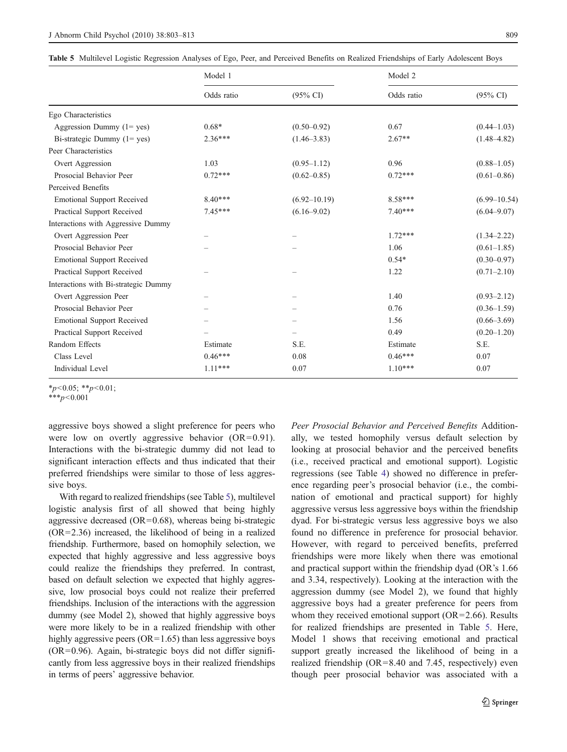**Table 5** Multilevel Logistic Regression Analyses of Ego, Peer, and Perceived Benefits on Realized Friendships of Early Adolescent Boys

| | Model 1 | | Model 2 | |
|---|---|---|---|---|
| | Odds ratio | (95% CI) | Odds ratio | (95% CI) |
| Ego Characteristics | | | | |
| Aggression Dummy (1= yes) | 0.68* | (0.50–0.92) | 0.67 | (0.44–1.03) |
| Bi-strategic Dummy (1= yes) | 2.36*** | (1.46–3.83) | 2.67** | (1.48–4.82) |
| Peer Characteristics | | | | |
| Overt Aggression | 1.03 | (0.95–1.12) | 0.96 | (0.88–1.05) |
| Prosocial Behavior Peer | 0.72*** | (0.62–0.85) | 0.72*** | (0.61–0.86) |
| Perceived Benefits | | | | |
| Emotional Support Received | 8.40*** | (6.92–10.19) | 8.58*** | (6.99–10.54) |
| Practical Support Received | 7.45*** | (6.16–9.02) | 7.40*** | (6.04–9.07) |
| Interactions with Aggressive Dummy | | | | |
| Overt Aggression Peer | – | – | 1.72*** | (1.34–2.22) |
| Prosocial Behavior Peer | – | – | 1.06 | (0.61–1.85) |
| Emotional Support Received | | | 0.54* | (0.30–0.97) |
| Practical Support Received | – | – | 1.22 | (0.71–2.10) |
| Interactions with Bi-strategic Dummy | | | | |
| Overt Aggression Peer | – | – | 1.40 | (0.93–2.12) |
| Prosocial Behavior Peer | – | – | 0.76 | (0.36–1.59) |
| Emotional Support Received | – | – | 1.56 | (0.66–3.69) |
| Practical Support Received | – | – | 0.49 | (0.20–1.20) |
| Random Effects | Estimate | S.E. | Estimate | S.E. |
| Class Level | 0.46*** | 0.08 | 0.46*** | 0.07 |
| Individual Level | 1.11*** | 0.07 | 1.10*** | 0.07 |

*$p<0.05$; **$p<0.01$;
***$p<0.001$

aggressive boys showed a slight preference for peers who were low on overtly aggressive behavior (OR=0.91). Interactions with the bi-strategic dummy did not lead to significant interaction effects and thus indicated that their preferred friendships were similar to those of less aggressive boys.

With regard to realized friendships (see Table 5), multilevel logistic analysis first of all showed that being highly aggressive decreased (OR=0.68), whereas being bi-strategic (OR=2.36) increased, the likelihood of being in a realized friendship. Furthermore, based on homophily selection, we expected that highly aggressive and less aggressive boys could realize the friendships they preferred. In contrast, based on default selection we expected that highly aggressive, low prosocial boys could not realize their preferred friendships. Inclusion of the interactions with the aggression dummy (see Model 2), showed that highly aggressive boys were more likely to be in a realized friendship with other highly aggressive peers (OR=1.65) than less aggressive boys (OR=0.96). Again, bi-strategic boys did not differ significantly from less aggressive boys in their realized friendships in terms of peers' aggressive behavior.

*Peer Prosocial Behavior and Perceived Benefits* Additionally, we tested homophily versus default selection by looking at prosocial behavior and the perceived benefits (i.e., received practical and emotional support). Logistic regressions (see Table 4) showed no difference in preference regarding peer's prosocial behavior (i.e., the combination of emotional and practical support) for highly aggressive versus less aggressive boys within the friendship dyad. For bi-strategic versus less aggressive boys we also found no difference in preference for prosocial behavior. However, with regard to perceived benefits, preferred friendships were more likely when there was emotional and practical support within the friendship dyad (OR's 1.66 and 3.34, respectively). Looking at the interaction with the aggression dummy (see Model 2), we found that highly aggressive boys had a greater preference for peers from whom they received emotional support (OR=2.66). Results for realized friendships are presented in Table 5. Here, Model 1 shows that receiving emotional and practical support greatly increased the likelihood of being in a realized friendship (OR=8.40 and 7.45, respectively) even though peer prosocial behavior was associated with a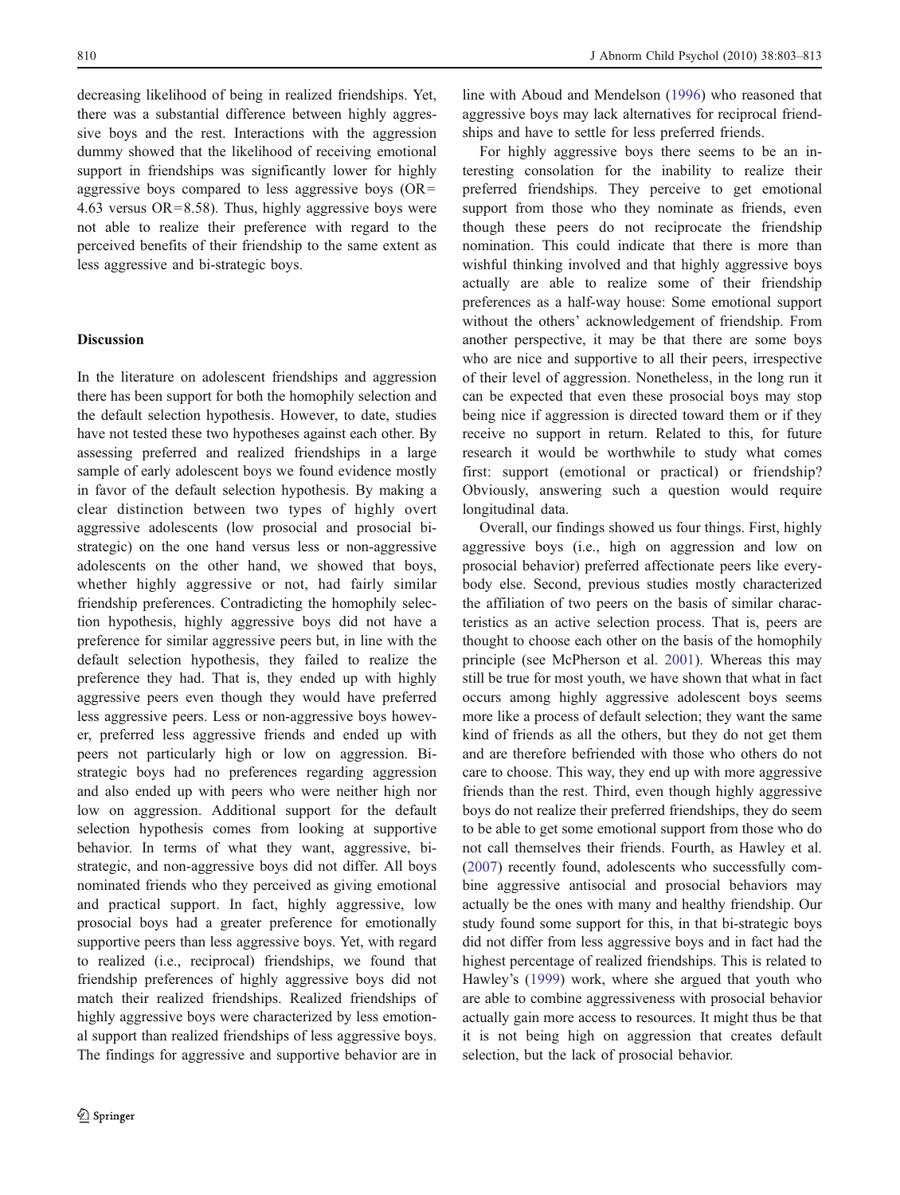decreasing likelihood of being in realized friendships. Yet, there was a substantial difference between highly aggressive boys and the rest. Interactions with the aggression dummy showed that the likelihood of receiving emotional support in friendships was significantly lower for highly aggressive boys compared to less aggressive boys (OR= 4.63 versus OR=8.58). Thus, highly aggressive boys were not able to realize their preference with regard to the perceived benefits of their friendship to the same extent as less aggressive and bi-strategic boys.

## Discussion

In the literature on adolescent friendships and aggression there has been support for both the homophily selection and the default selection hypothesis. However, to date, studies have not tested these two hypotheses against each other. By assessing preferred and realized friendships in a large sample of early adolescent boys we found evidence mostly in favor of the default selection hypothesis. By making a clear distinction between two types of highly overt aggressive adolescents (low prosocial and prosocial bi-strategic) on the one hand versus less or non-aggressive adolescents on the other hand, we showed that boys, whether highly aggressive or not, had fairly similar friendship preferences. Contradicting the homophily selection hypothesis, highly aggressive boys did not have a preference for similar aggressive peers but, in line with the default selection hypothesis, they failed to realize the preference they had. That is, they ended up with highly aggressive peers even though they would have preferred less aggressive peers. Less or non-aggressive boys however, preferred less aggressive friends and ended up with peers not particularly high or low on aggression. Bi-strategic boys had no preferences regarding aggression and also ended up with peers who were neither high nor low on aggression. Additional support for the default selection hypothesis comes from looking at supportive behavior. In terms of what they want, aggressive, bi-strategic, and non-aggressive boys did not differ. All boys nominated friends who they perceived as giving emotional and practical support. In fact, highly aggressive, low prosocial boys had a greater preference for emotionally supportive peers than less aggressive boys. Yet, with regard to realized (i.e., reciprocal) friendships, we found that friendship preferences of highly aggressive boys did not match their realized friendships. Realized friendships of highly aggressive boys were characterized by less emotional support than realized friendships of less aggressive boys. The findings for aggressive and supportive behavior are in line with Aboud and Mendelson (1996) who reasoned that aggressive boys may lack alternatives for reciprocal friendships and have to settle for less preferred friends.

For highly aggressive boys there seems to be an interesting consolation for the inability to realize their preferred friendships. They perceive to get emotional support from those who they nominate as friends, even though these peers do not reciprocate the friendship nomination. This could indicate that there is more than wishful thinking involved and that highly aggressive boys actually are able to realize some of their friendship preferences as a half-way house: Some emotional support without the others' acknowledgement of friendship. From another perspective, it may be that there are some boys who are nice and supportive to all their peers, irrespective of their level of aggression. Nonetheless, in the long run it can be expected that even these prosocial boys may stop being nice if aggression is directed toward them or if they receive no support in return. Related to this, for future research it would be worthwhile to study what comes first: support (emotional or practical) or friendship? Obviously, answering such a question would require longitudinal data.

Overall, our findings showed us four things. First, highly aggressive boys (i.e., high on aggression and low on prosocial behavior) preferred affectionate peers like everybody else. Second, previous studies mostly characterized the affiliation of two peers on the basis of similar characteristics as an active selection process. That is, peers are thought to choose each other on the basis of the homophily principle (see McPherson et al. 2001). Whereas this may still be true for most youth, we have shown that what in fact occurs among highly aggressive adolescent boys seems more like a process of default selection; they want the same kind of friends as all the others, but they do not get them and are therefore befriended with those who others do not care to choose. This way, they end up with more aggressive friends than the rest. Third, even though highly aggressive boys do not realize their preferred friendships, they do seem to be able to get some emotional support from those who do not call themselves their friends. Fourth, as Hawley et al. (2007) recently found, adolescents who successfully combine aggressive antisocial and prosocial behaviors may actually be the ones with many and healthy friendship. Our study found some support for this, in that bi-strategic boys did not differ from less aggressive boys and in fact had the highest percentage of realized friendships. This is related to Hawley's (1999) work, where she argued that youth who are able to combine aggressiveness with prosocial behavior actually gain more access to resources. It might thus be that it is not being high on aggression that creates default selection, but the lack of prosocial behavior.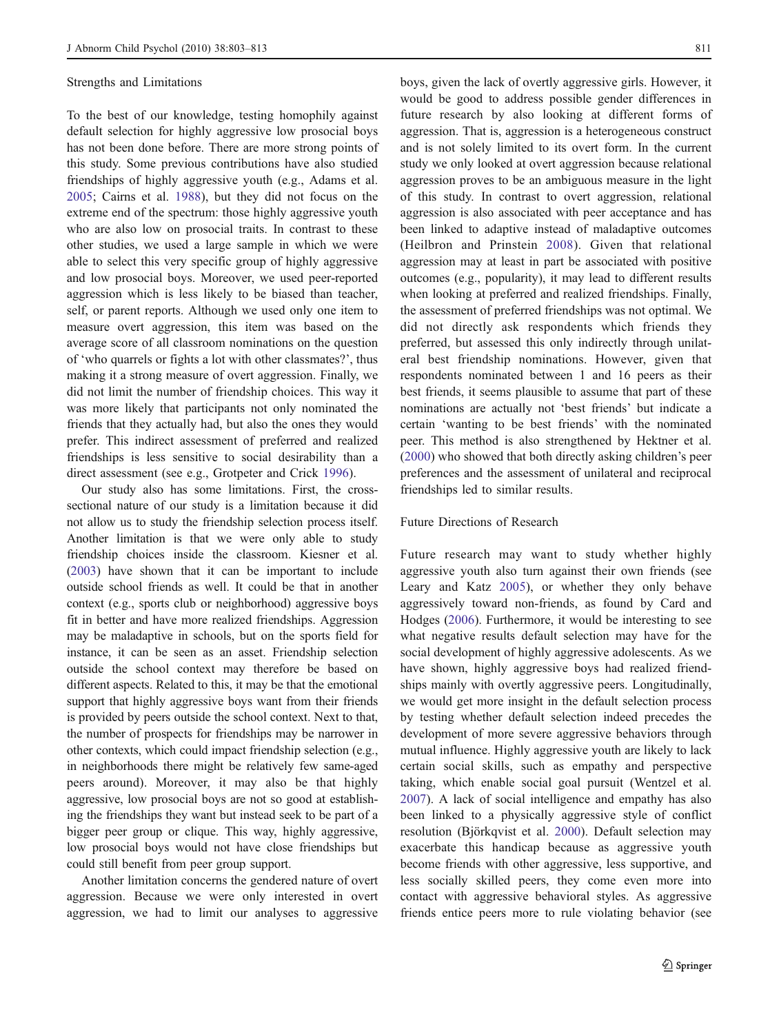### Strengths and Limitations

To the best of our knowledge, testing homophily against default selection for highly aggressive low prosocial boys has not been done before. There are more strong points of this study. Some previous contributions have also studied friendships of highly aggressive youth (e.g., Adams et al. 2005; Cairns et al. 1988), but they did not focus on the extreme end of the spectrum: those highly aggressive youth who are also low on prosocial traits. In contrast to these other studies, we used a large sample in which we were able to select this very specific group of highly aggressive and low prosocial boys. Moreover, we used peer-reported aggression which is less likely to be biased than teacher, self, or parent reports. Although we used only one item to measure overt aggression, this item was based on the average score of all classroom nominations on the question of 'who quarrels or fights a lot with other classmates?', thus making it a strong measure of overt aggression. Finally, we did not limit the number of friendship choices. This way it was more likely that participants not only nominated the friends that they actually had, but also the ones they would prefer. This indirect assessment of preferred and realized friendships is less sensitive to social desirability than a direct assessment (see e.g., Grotpeter and Crick 1996).

Our study also has some limitations. First, the cross-sectional nature of our study is a limitation because it did not allow us to study the friendship selection process itself. Another limitation is that we were only able to study friendship choices inside the classroom. Kiesner et al. (2003) have shown that it can be important to include outside school friends as well. It could be that in another context (e.g., sports club or neighborhood) aggressive boys fit in better and have more realized friendships. Aggression may be maladaptive in schools, but on the sports field for instance, it can be seen as an asset. Friendship selection outside the school context may therefore be based on different aspects. Related to this, it may be that the emotional support that highly aggressive boys want from their friends is provided by peers outside the school context. Next to that, the number of prospects for friendships may be narrower in other contexts, which could impact friendship selection (e.g., in neighborhoods there might be relatively few same-aged peers around). Moreover, it may also be that highly aggressive, low prosocial boys are not so good at establishing the friendships they want but instead seek to be part of a bigger peer group or clique. This way, highly aggressive, low prosocial boys would not have close friendships but could still benefit from peer group support.

Another limitation concerns the gendered nature of overt aggression. Because we were only interested in overt aggression, we had to limit our analyses to aggressive boys, given the lack of overtly aggressive girls. However, it would be good to address possible gender differences in future research by also looking at different forms of aggression. That is, aggression is a heterogeneous construct and is not solely limited to its overt form. In the current study we only looked at overt aggression because relational aggression proves to be an ambiguous measure in the light of this study. In contrast to overt aggression, relational aggression is also associated with peer acceptance and has been linked to adaptive instead of maladaptive outcomes (Heilbron and Prinstein 2008). Given that relational aggression may at least in part be associated with positive outcomes (e.g., popularity), it may lead to different results when looking at preferred and realized friendships. Finally, the assessment of preferred friendships was not optimal. We did not directly ask respondents which friends they preferred, but assessed this only indirectly through unilateral best friendship nominations. However, given that respondents nominated between 1 and 16 peers as their best friends, it seems plausible to assume that part of these nominations are actually not 'best friends' but indicate a certain 'wanting to be best friends' with the nominated peer. This method is also strengthened by Hektner et al. (2000) who showed that both directly asking children's peer preferences and the assessment of unilateral and reciprocal friendships led to similar results.

### Future Directions of Research

Future research may want to study whether highly aggressive youth also turn against their own friends (see Leary and Katz 2005), or whether they only behave aggressively toward non-friends, as found by Card and Hodges (2006). Furthermore, it would be interesting to see what negative results default selection may have for the social development of highly aggressive adolescents. As we have shown, highly aggressive boys had realized friendships mainly with overtly aggressive peers. Longitudinally, we would get more insight in the default selection process by testing whether default selection indeed precedes the development of more severe aggressive behaviors through mutual influence. Highly aggressive youth are likely to lack certain social skills, such as empathy and perspective taking, which enable social goal pursuit (Wentzel et al. 2007). A lack of social intelligence and empathy has also been linked to a physically aggressive style of conflict resolution (Björkqvist et al. 2000). Default selection may exacerbate this handicap because as aggressive youth become friends with other aggressive, less supportive, and less socially skilled peers, they come even more into contact with aggressive behavioral styles. As aggressive friends entice peers more to rule violating behavior (see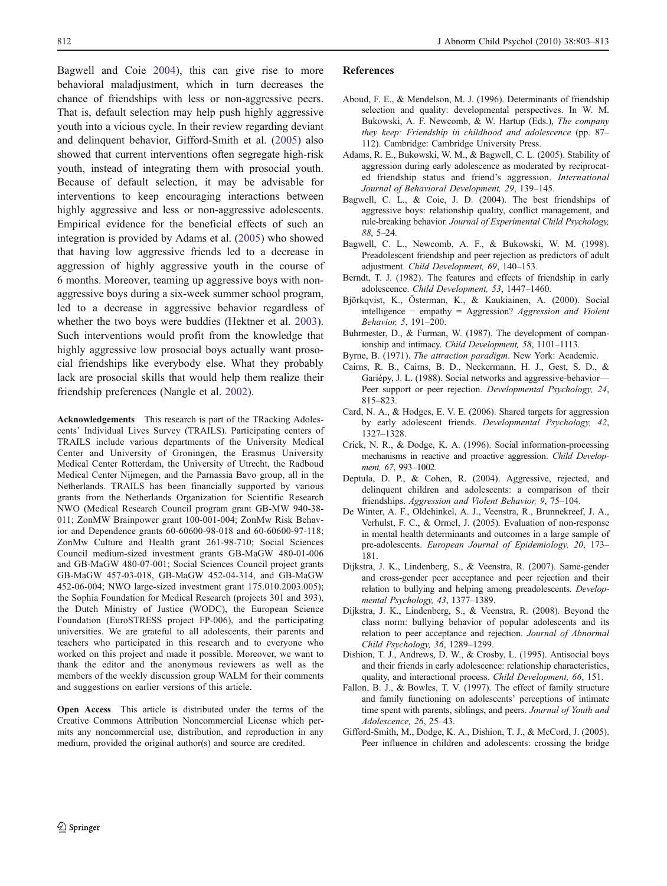Bagwell and Coie 2004), this can give rise to more behavioral maladjustment, which in turn decreases the chance of friendships with less or non-aggressive peers. That is, default selection may help push highly aggressive youth into a vicious cycle. In their review regarding deviant and delinquent behavior, Gifford-Smith et al. (2005) also showed that current interventions often segregate high-risk youth, instead of integrating them with prosocial youth. Because of default selection, it may be advisable for interventions to keep encouraging interactions between highly aggressive and less or non-aggressive adolescents. Empirical evidence for the beneficial effects of such an integration is provided by Adams et al. (2005) who showed that having low aggressive friends led to a decrease in aggression of highly aggressive youth in the course of 6 months. Moreover, teaming up aggressive boys with non-aggressive boys during a six-week summer school program, led to a decrease in aggressive behavior regardless of whether the two boys were buddies (Hektner et al. 2003). Such interventions would profit from the knowledge that highly aggressive low prosocial boys actually want prosocial friendships like everybody else. What they probably lack are prosocial skills that would help them realize their friendship preferences (Nangle et al. 2002).

**Acknowledgements** This research is part of the TRacking Adolescents' Individual Lives Survey (TRAILS). Participating centers of TRAILS include various departments of the University Medical Center and University of Groningen, the Erasmus University Medical Center Rotterdam, the University of Utrecht, the Radboud Medical Center Nijmegen, and the Parnassia Bavo group, all in the Netherlands. TRAILS has been financially supported by various grants from the Netherlands Organization for Scientific Research NWO (Medical Research Council program grant GB-MW 940-38-011; ZonMW Brainpower grant 100-001-004; ZonMw Risk Behavior and Dependence grants 60-60600-98-018 and 60-60600-97-118; ZonMw Culture and Health grant 261-98-710; Social Sciences Council medium-sized investment grants GB-MaGW 480-01-006 and GB-MaGW 480-07-001; Social Sciences Council project grants GB-MaGW 457-03-018, GB-MaGW 452-04-314, and GB-MaGW 452-06-004; NWO large-sized investment grant 175.010.2003.005); the Sophia Foundation for Medical Research (projects 301 and 393), the Dutch Ministry of Justice (WODC), the European Science Foundation (EuroSTRESS project FP-006), and the participating universities. We are grateful to all adolescents, their parents and teachers who participated in this research and to everyone who worked on this project and made it possible. Moreover, we want to thank the editor and the anonymous reviewers as well as the members of the weekly discussion group WALM for their comments and suggestions on earlier versions of this article.

**Open Access** This article is distributed under the terms of the Creative Commons Attribution Noncommercial License which permits any noncommercial use, distribution, and reproduction in any medium, provided the original author(s) and source are credited.

## References

Aboud, F. E., & Mendelson, M. J. (1996). Determinants of friendship selection and quality: developmental perspectives. In W. M. Bukowski, A. F. Newcomb, & W. Hartup (Eds.), *The company they keep: Friendship in childhood and adolescence* (pp. 87–112). Cambridge: Cambridge University Press.

Adams, R. E., Bukowski, W. M., & Bagwell, C. L. (2005). Stability of aggression during early adolescence as moderated by reciprocated friendship status and friend's aggression. *International Journal of Behavioral Development, 29*, 139–145.

Bagwell, C. L., & Coie, J. D. (2004). The best friendships of aggressive boys: relationship quality, conflict management, and rule-breaking behavior. *Journal of Experimental Child Psychology, 88*, 5–24.

Bagwell, C. L., Newcomb, A. F., & Bukowski, W. M. (1998). Preadolescent friendship and peer rejection as predictors of adult adjustment. *Child Development, 69*, 140–153.

Berndt, T. J. (1982). The features and effects of friendship in early adolescence. *Child Development, 53*, 1447–1460.

Björkqvist, K., Österman, K., & Kaukiainen, A. (2000). Social intelligence − empathy = Aggression? *Aggression and Violent Behavior, 5*, 191–200.

Buhrmester, D., & Furman, W. (1987). The development of companionship and intimacy. *Child Development, 58*, 1101–1113.

Byrne, B. (1971). *The attraction paradigm*. New York: Academic.

Cairns, R. B., Cairns, B. D., Neckermann, H. J., Gest, S. D., & Gariépy, J. L. (1988). Social networks and aggressive-behavior—Peer support or peer rejection. *Developmental Psychology, 24*, 815–823.

Card, N. A., & Hodges, E. V. E. (2006). Shared targets for aggression by early adolescent friends. *Developmental Psychology, 42*, 1327–1328.

Crick, N. R., & Dodge, K. A. (1996). Social information-processing mechanisms in reactive and proactive aggression. *Child Development, 67*, 993–1002.

Deptula, D. P., & Cohen, R. (2004). Aggressive, rejected, and delinquent children and adolescents: a comparison of their friendships. *Aggression and Violent Behavior, 9*, 75–104.

De Winter, A. F., Oldehinkel, A. J., Veenstra, R., Brunnekreef, J. A., Verhulst, F. C., & Ormel, J. (2005). Evaluation of non-response in mental health determinants and outcomes in a large sample of pre-adolescents. *European Journal of Epidemiology, 20*, 173–181.

Dijkstra, J. K., Lindenberg, S., & Veenstra, R. (2007). Same-gender and cross-gender peer acceptance and peer rejection and their relation to bullying and helping among preadolescents. *Developmental Psychology, 43*, 1377–1389.

Dijkstra, J. K., Lindenberg, S., & Veenstra, R. (2008). Beyond the class norm: bullying behavior of popular adolescents and its relation to peer acceptance and rejection. *Journal of Abnormal Child Psychology, 36*, 1289–1299.

Dishion, T. J., Andrews, D. W., & Crosby, L. (1995). Antisocial boys and their friends in early adolescence: relationship characteristics, quality, and interactional process. *Child Development, 66*, 151.

Fallon, B. J., & Bowles, T. V. (1997). The effect of family structure and family functioning on adolescents' perceptions of intimate time spent with parents, siblings, and peers. *Journal of Youth and Adolescence, 26*, 25–43.

Gifford-Smith, M., Dodge, K. A., Dishion, T. J., & McCord, J. (2005). Peer influence in children and adolescents: crossing the bridge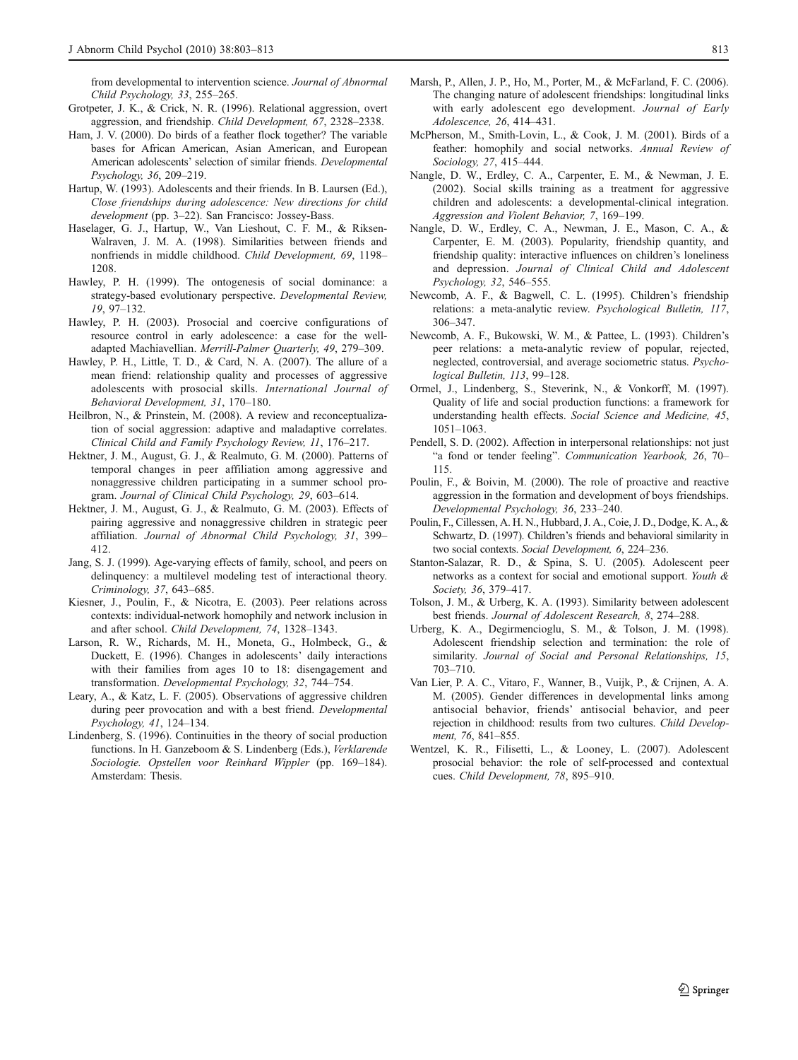from developmental to intervention science. *Journal of Abnormal Child Psychology, 33*, 255–265.

Grotpeter, J. K., & Crick, N. R. (1996). Relational aggression, overt aggression, and friendship. *Child Development, 67*, 2328–2338.

Ham, J. V. (2000). Do birds of a feather flock together? The variable bases for African American, Asian American, and European American adolescents' selection of similar friends. *Developmental Psychology, 36*, 209–219.

Hartup, W. (1993). Adolescents and their friends. In B. Laursen (Ed.), *Close friendships during adolescence: New directions for child development* (pp. 3–22). San Francisco: Jossey-Bass.

Haselager, G. J., Hartup, W., Van Lieshout, C. F. M., & Riksen-Walraven, J. M. A. (1998). Similarities between friends and nonfriends in middle childhood. *Child Development, 69*, 1198–1208.

Hawley, P. H. (1999). The ontogenesis of social dominance: a strategy-based evolutionary perspective. *Developmental Review, 19*, 97–132.

Hawley, P. H. (2003). Prosocial and coercive configurations of resource control in early adolescence: a case for the well-adapted Machiavellian. *Merrill-Palmer Quarterly, 49*, 279–309.

Hawley, P. H., Little, T. D., & Card, N. A. (2007). The allure of a mean friend: relationship quality and processes of aggressive adolescents with prosocial skills. *International Journal of Behavioral Development, 31*, 170–180.

Heilbron, N., & Prinstein, M. (2008). A review and reconceptualization of social aggression: adaptive and maladaptive correlates. *Clinical Child and Family Psychology Review, 11*, 176–217.

Hektner, J. M., August, G. J., & Realmuto, G. M. (2000). Patterns of temporal changes in peer affiliation among aggressive and nonaggressive children participating in a summer school program. *Journal of Clinical Child Psychology, 29*, 603–614.

Hektner, J. M., August, G. J., & Realmuto, G. M. (2003). Effects of pairing aggressive and nonaggressive children in strategic peer affiliation. *Journal of Abnormal Child Psychology, 31*, 399–412.

Jang, S. J. (1999). Age-varying effects of family, school, and peers on delinquency: a multilevel modeling test of interactional theory. *Criminology, 37*, 643–685.

Kiesner, J., Poulin, F., & Nicotra, E. (2003). Peer relations across contexts: individual-network homophily and network inclusion in and after school. *Child Development, 74*, 1328–1343.

Larson, R. W., Richards, M. H., Moneta, G., Holmbeck, G., & Duckett, E. (1996). Changes in adolescents' daily interactions with their families from ages 10 to 18: disengagement and transformation. *Developmental Psychology, 32*, 744–754.

Leary, A., & Katz, L. F. (2005). Observations of aggressive children during peer provocation and with a best friend. *Developmental Psychology, 41*, 124–134.

Lindenberg, S. (1996). Continuities in the theory of social production functions. In H. Ganzeboom & S. Lindenberg (Eds.), *Verklarende Sociologie. Opstellen voor Reinhard Wippler* (pp. 169–184). Amsterdam: Thesis.

Marsh, P., Allen, J. P., Ho, M., Porter, M., & McFarland, F. C. (2006). The changing nature of adolescent friendships: longitudinal links with early adolescent ego development. *Journal of Early Adolescence, 26*, 414–431.

McPherson, M., Smith-Lovin, L., & Cook, J. M. (2001). Birds of a feather: homophily and social networks. *Annual Review of Sociology, 27*, 415–444.

Nangle, D. W., Erdley, C. A., Carpenter, E. M., & Newman, J. E. (2002). Social skills training as a treatment for aggressive children and adolescents: a developmental-clinical integration. *Aggression and Violent Behavior, 7*, 169–199.

Nangle, D. W., Erdley, C. A., Newman, J. E., Mason, C. A., & Carpenter, E. M. (2003). Popularity, friendship quantity, and friendship quality: interactive influences on children's loneliness and depression. *Journal of Clinical Child and Adolescent Psychology, 32*, 546–555.

Newcomb, A. F., & Bagwell, C. L. (1995). Children's friendship relations: a meta-analytic review. *Psychological Bulletin, 117*, 306–347.

Newcomb, A. F., Bukowski, W. M., & Pattee, L. (1993). Children's peer relations: a meta-analytic review of popular, rejected, neglected, controversial, and average sociometric status. *Psychological Bulletin, 113*, 99–128.

Ormel, J., Lindenberg, S., Steverink, N., & Vonkorff, M. (1997). Quality of life and social production functions: a framework for understanding health effects. *Social Science and Medicine, 45*, 1051–1063.

Pendell, S. D. (2002). Affection in interpersonal relationships: not just "a fond or tender feeling". *Communication Yearbook, 26*, 70–115.

Poulin, F., & Boivin, M. (2000). The role of proactive and reactive aggression in the formation and development of boys friendships. *Developmental Psychology, 36*, 233–240.

Poulin, F., Cillessen, A. H. N., Hubbard, J. A., Coie, J. D., Dodge, K. A., & Schwartz, D. (1997). Children's friends and behavioral similarity in two social contexts. *Social Development, 6*, 224–236.

Stanton-Salazar, R. D., & Spina, S. U. (2005). Adolescent peer networks as a context for social and emotional support. *Youth & Society, 36*, 379–417.

Tolson, J. M., & Urberg, K. A. (1993). Similarity between adolescent best friends. *Journal of Adolescent Research, 8*, 274–288.

Urberg, K. A., Degirmencioglu, S. M., & Tolson, J. M. (1998). Adolescent friendship selection and termination: the role of similarity. *Journal of Social and Personal Relationships, 15*, 703–710.

Van Lier, P. A. C., Vitaro, F., Wanner, B., Vuijk, P., & Crijnen, A. A. M. (2005). Gender differences in developmental links among antisocial behavior, friends' antisocial behavior, and peer rejection in childhood: results from two cultures. *Child Development, 76*, 841–855.

Wentzel, K. R., Filisetti, L., & Looney, L. (2007). Adolescent prosocial behavior: the role of self-processed and contextual cues. *Child Development, 78*, 895–910.